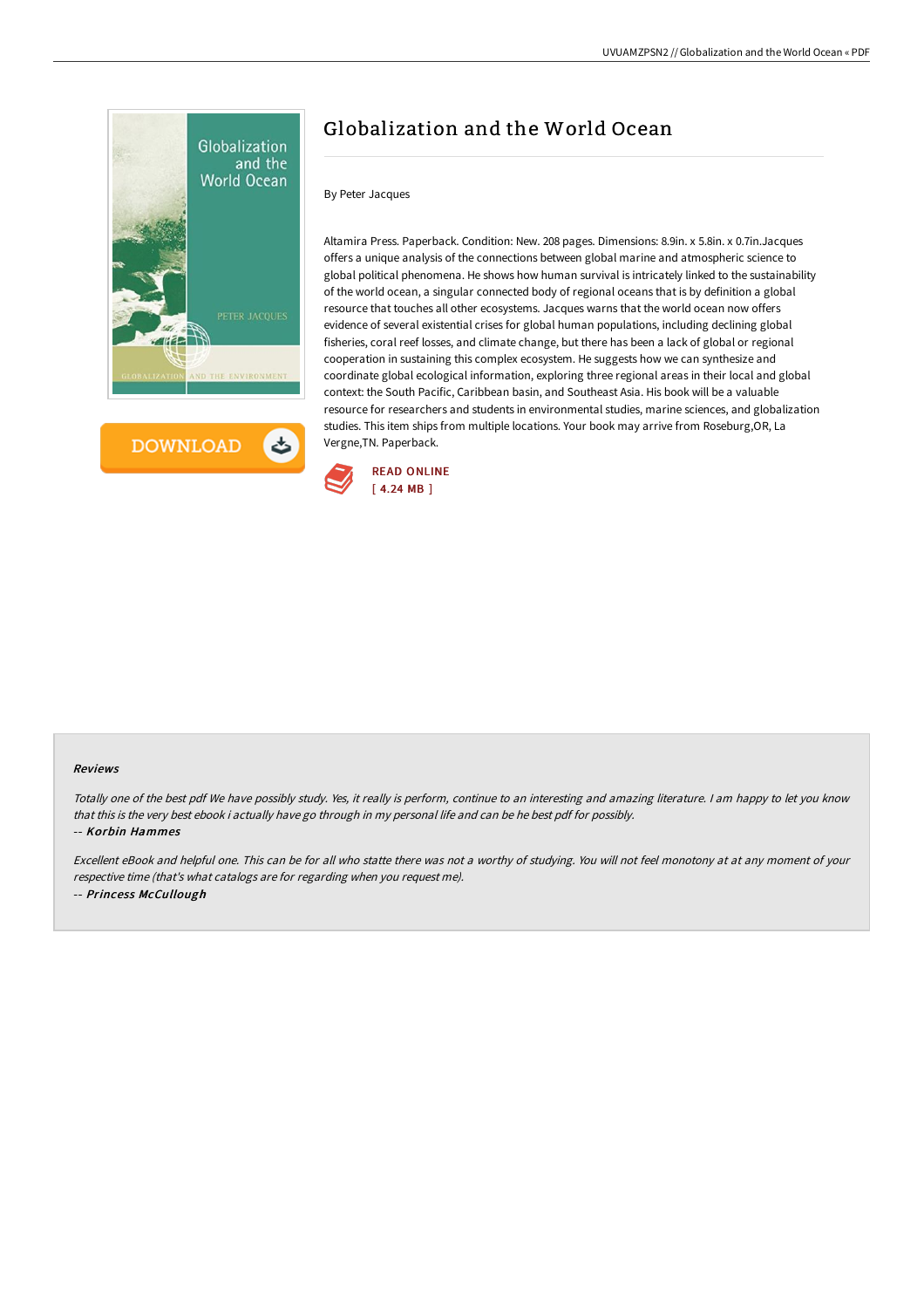# Globalization and the World Ocean

By Peter Jacques

Altamira Press. Paperback. Condition: New. 208 pages. Dimensions: 8.9in. x 5.8in. x 0.7in.Jacques offers a unique analysis of the connections between global marine and atmospheric science to global political phenomena. He shows how human survival is intricately linked to the sustainability of the world ocean, a singular connected body of regional oceans that is by definition a global resource that touches all other ecosystems. Jacques warns that the world ocean now offers evidence of several existential crises for global human populations, including declining global fisheries, coral reef losses, and climate change, but there has been a lack of global or regional cooperation in sustaining this complex ecosystem. He suggests how we can synthesize and coordinate global ecological information, exploring three regional areas in their local and global context: the South Pacific, Caribbean basin, and Southeast Asia. His book will be a valuable resource for researchers and students in environmental studies, marine sciences, and globalization studies. This item ships from multiple locations. Your book may arrive from Roseburg,OR, La Vergne,TN. Paperback.

READ ONLINE
[ 4.24 MB ]

### Reviews

*Totally one of the best pdf We have possibly study. Yes, it really is perform, continue to an interesting and amazing literature. I am happy to let you know that this is the very best ebook i actually have go through in my personal life and can be he best pdf for possibly.*

*-- **Korbin Hammes***

*Excellent eBook and helpful one. This can be for all who statte there was not a worthy of studying. You will not feel monotony at at any moment of your respective time (that's what catalogs are for regarding when you request me).*

*-- **Princess McCullough***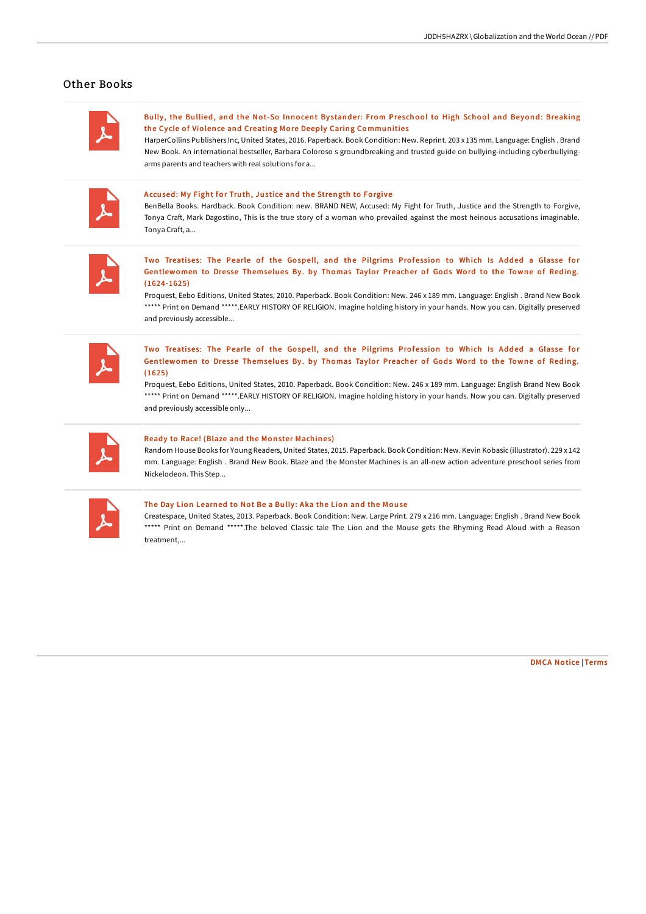## Other Books

**Bully, the Bullied, and the Not-So Innocent Bystander: From Preschool to High School and Beyond: Breaking the Cycle of Violence and Creating More Deeply Caring Communities**

HarperCollins Publishers Inc, United States, 2016. Paperback. Book Condition: New. Reprint. 203 x 135 mm. Language: English . Brand New Book. An international bestseller, Barbara Coloroso s groundbreaking and trusted guide on bullying-including cyberbullying-arms parents and teachers with real solutions for a...

**Accused: My Fight for Truth, Justice and the Strength to Forgive**

BenBella Books. Hardback. Book Condition: new. BRAND NEW, Accused: My Fight for Truth, Justice and the Strength to Forgive, Tonya Craft, Mark Dagostino, This is the true story of a woman who prevailed against the most heinous accusations imaginable. Tonya Craft, a...

**Two Treatises: The Pearle of the Gospell, and the Pilgrims Profession to Which Is Added a Glasse for Gentlewomen to Dresse Themselues By. by Thomas Taylor Preacher of Gods Word to the Towne of Reding. (1624-1625)**

Proquest, Eebo Editions, United States, 2010. Paperback. Book Condition: New. 246 x 189 mm. Language: English . Brand New Book ***** Print on Demand *****.EARLY HISTORY OF RELIGION. Imagine holding history in your hands. Now you can. Digitally preserved and previously accessible...

**Two Treatises: The Pearle of the Gospell, and the Pilgrims Profession to Which Is Added a Glasse for Gentlewomen to Dresse Themselues By. by Thomas Taylor Preacher of Gods Word to the Towne of Reding. (1625)**

Proquest, Eebo Editions, United States, 2010. Paperback. Book Condition: New. 246 x 189 mm. Language: English Brand New Book ***** Print on Demand *****.EARLY HISTORY OF RELIGION. Imagine holding history in your hands. Now you can. Digitally preserved and previously accessible only...

**Ready to Race! (Blaze and the Monster Machines)**

Random House Books for Young Readers, United States, 2015. Paperback. Book Condition: New. Kevin Kobasic (illustrator). 229 x 142 mm. Language: English . Brand New Book. Blaze and the Monster Machines is an all-new action adventure preschool series from Nickelodeon. This Step...

**The Day Lion Learned to Not Be a Bully: Aka the Lion and the Mouse**

Createspace, United States, 2013. Paperback. Book Condition: New. Large Print. 279 x 216 mm. Language: English . Brand New Book ***** Print on Demand *****.The beloved Classic tale The Lion and the Mouse gets the Rhyming Read Aloud with a Reason treatment,...